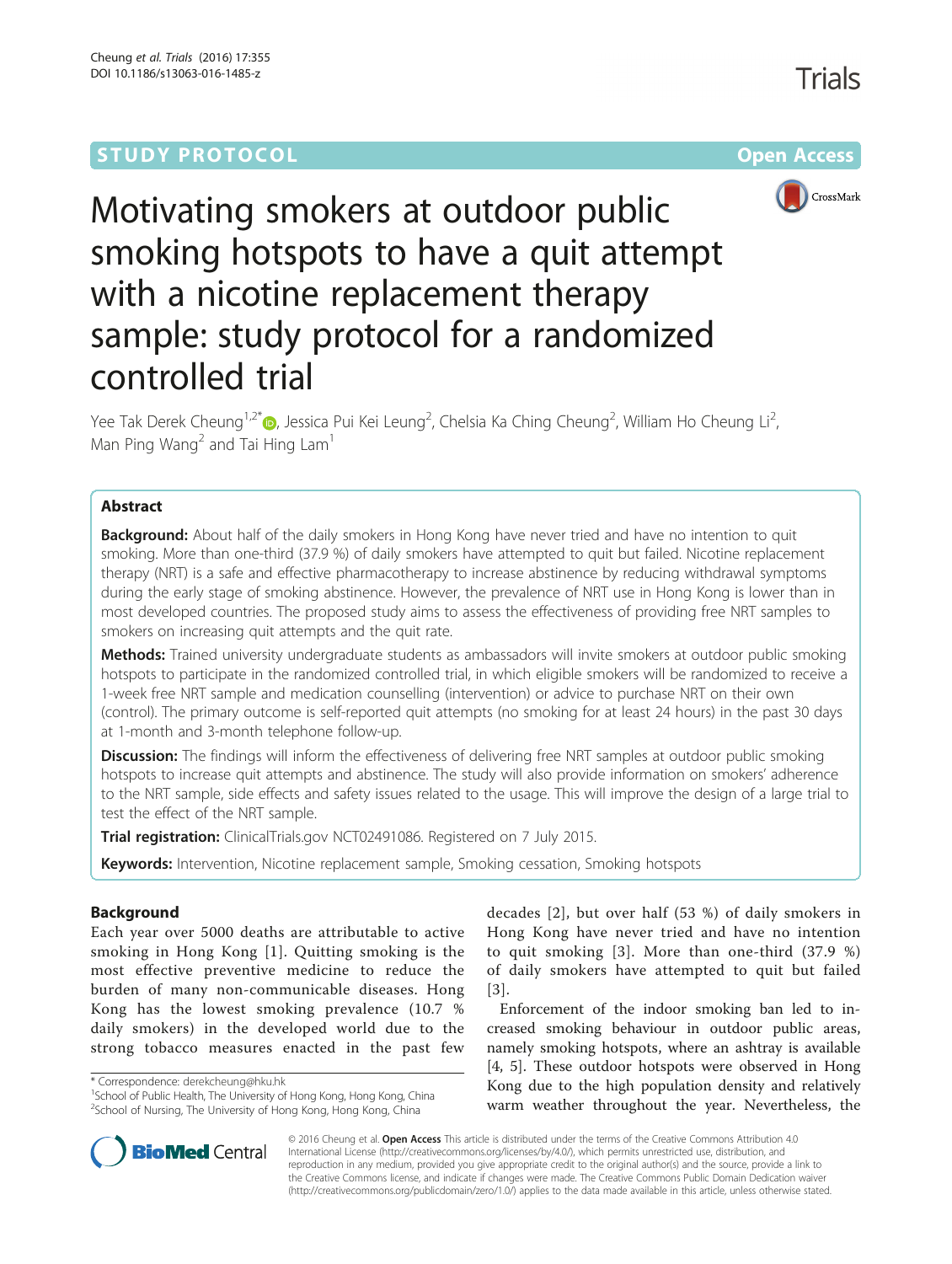STUDY PROTOCOL Open Access

# Motivating smokers at outdoor public smoking hotspots to have a quit attempt with a nicotine replacement therapy sample: study protocol for a randomized controlled trial

Yee Tak Derek Cheung[1,2*], Jessica Pui Kei Leung[2], Chelsia Ka Ching Cheung[2], William Ho Cheung Li[2], Man Ping Wang[2] and Tai Hing Lam[1]

## Abstract

**Background:** About half of the daily smokers in Hong Kong have never tried and have no intention to quit smoking. More than one-third (37.9 %) of daily smokers have attempted to quit but failed. Nicotine replacement therapy (NRT) is a safe and effective pharmacotherapy to increase abstinence by reducing withdrawal symptoms during the early stage of smoking abstinence. However, the prevalence of NRT use in Hong Kong is lower than in most developed countries. The proposed study aims to assess the effectiveness of providing free NRT samples to smokers on increasing quit attempts and the quit rate.

**Methods:** Trained university undergraduate students as ambassadors will invite smokers at outdoor public smoking hotspots to participate in the randomized controlled trial, in which eligible smokers will be randomized to receive a 1-week free NRT sample and medication counselling (intervention) or advice to purchase NRT on their own (control). The primary outcome is self-reported quit attempts (no smoking for at least 24 hours) in the past 30 days at 1-month and 3-month telephone follow-up.

**Discussion:** The findings will inform the effectiveness of delivering free NRT samples at outdoor public smoking hotspots to increase quit attempts and abstinence. The study will also provide information on smokers' adherence to the NRT sample, side effects and safety issues related to the usage. This will improve the design of a large trial to test the effect of the NRT sample.

**Trial registration:** ClinicalTrials.gov NCT02491086. Registered on 7 July 2015.

**Keywords:** Intervention, Nicotine replacement sample, Smoking cessation, Smoking hotspots

## Background

Each year over 5000 deaths are attributable to active smoking in Hong Kong [1]. Quitting smoking is the most effective preventive medicine to reduce the burden of many non-communicable diseases. Hong Kong has the lowest smoking prevalence (10.7 % daily smokers) in the developed world due to the strong tobacco measures enacted in the past few decades [2], but over half (53 %) of daily smokers in Hong Kong have never tried and have no intention to quit smoking [3]. More than one-third (37.9 %) of daily smokers have attempted to quit but failed [3].

Enforcement of the indoor smoking ban led to increased smoking behaviour in outdoor public areas, namely smoking hotspots, where an ashtray is available [4, 5]. These outdoor hotspots were observed in Hong Kong due to the high population density and relatively warm weather throughout the year. Nevertheless, the

\* Correspondence: derekcheung@hku.hk
[1]School of Public Health, The University of Hong Kong, Hong Kong, China
[2]School of Nursing, The University of Hong Kong, Hong Kong, China

© 2016 Cheung et al. **Open Access** This article is distributed under the terms of the Creative Commons Attribution 4.0 International License (http://creativecommons.org/licenses/by/4.0/), which permits unrestricted use, distribution, and reproduction in any medium, provided you give appropriate credit to the original author(s) and the source, provide a link to the Creative Commons license, and indicate if changes were made. The Creative Commons Public Domain Dedication waiver (http://creativecommons.org/publicdomain/zero/1.0/) applies to the data made available in this article, unless otherwise stated.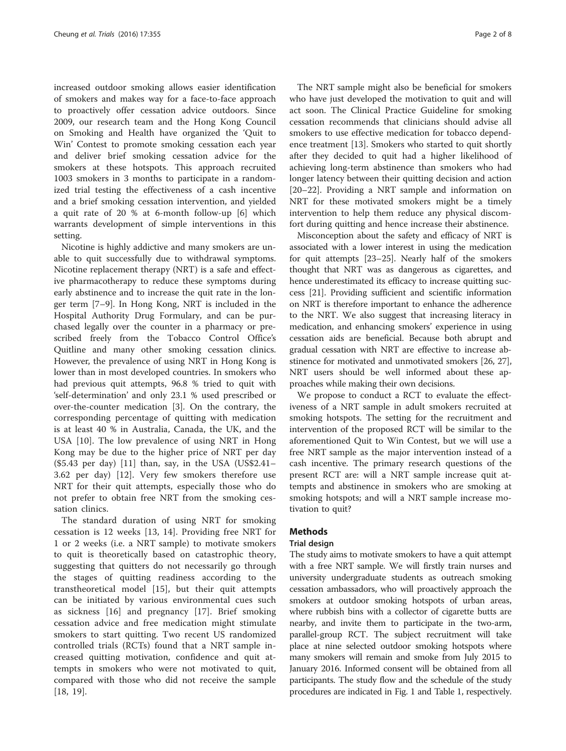increased outdoor smoking allows easier identification of smokers and makes way for a face-to-face approach to proactively offer cessation advice outdoors. Since 2009, our research team and the Hong Kong Council on Smoking and Health have organized the 'Quit to Win' Contest to promote smoking cessation each year and deliver brief smoking cessation advice for the smokers at these hotspots. This approach recruited 1003 smokers in 3 months to participate in a randomized trial testing the effectiveness of a cash incentive and a brief smoking cessation intervention, and yielded a quit rate of 20 % at 6-month follow-up [6] which warrants development of simple interventions in this setting.

Nicotine is highly addictive and many smokers are unable to quit successfully due to withdrawal symptoms. Nicotine replacement therapy (NRT) is a safe and effective pharmacotherapy to reduce these symptoms during early abstinence and to increase the quit rate in the longer term [7–9]. In Hong Kong, NRT is included in the Hospital Authority Drug Formulary, and can be purchased legally over the counter in a pharmacy or prescribed freely from the Tobacco Control Office's Quitline and many other smoking cessation clinics. However, the prevalence of using NRT in Hong Kong is lower than in most developed countries. In smokers who had previous quit attempts, 96.8 % tried to quit with 'self-determination' and only 23.1 % used prescribed or over-the-counter medication [3]. On the contrary, the corresponding percentage of quitting with medication is at least 40 % in Australia, Canada, the UK, and the USA [10]. The low prevalence of using NRT in Hong Kong may be due to the higher price of NRT per day ($5.43 per day) [11] than, say, in the USA (US$2.41–3.62 per day) [12]. Very few smokers therefore use NRT for their quit attempts, especially those who do not prefer to obtain free NRT from the smoking cessation clinics.

The standard duration of using NRT for smoking cessation is 12 weeks [13, 14]. Providing free NRT for 1 or 2 weeks (i.e. a NRT sample) to motivate smokers to quit is theoretically based on catastrophic theory, suggesting that quitters do not necessarily go through the stages of quitting readiness according to the transtheoretical model [15], but their quit attempts can be initiated by various environmental cues such as sickness [16] and pregnancy [17]. Brief smoking cessation advice and free medication might stimulate smokers to start quitting. Two recent US randomized controlled trials (RCTs) found that a NRT sample increased quitting motivation, confidence and quit attempts in smokers who were not motivated to quit, compared with those who did not receive the sample [18, 19].

The NRT sample might also be beneficial for smokers who have just developed the motivation to quit and will act soon. The Clinical Practice Guideline for smoking cessation recommends that clinicians should advise all smokers to use effective medication for tobacco dependence treatment [13]. Smokers who started to quit shortly after they decided to quit had a higher likelihood of achieving long-term abstinence than smokers who had longer latency between their quitting decision and action [20–22]. Providing a NRT sample and information on NRT for these motivated smokers might be a timely intervention to help them reduce any physical discomfort during quitting and hence increase their abstinence.

Misconception about the safety and efficacy of NRT is associated with a lower interest in using the medication for quit attempts [23–25]. Nearly half of the smokers thought that NRT was as dangerous as cigarettes, and hence underestimated its efficacy to increase quitting success [21]. Providing sufficient and scientific information on NRT is therefore important to enhance the adherence to the NRT. We also suggest that increasing literacy in medication, and enhancing smokers' experience in using cessation aids are beneficial. Because both abrupt and gradual cessation with NRT are effective to increase abstinence for motivated and unmotivated smokers [26, 27], NRT users should be well informed about these approaches while making their own decisions.

We propose to conduct a RCT to evaluate the effectiveness of a NRT sample in adult smokers recruited at smoking hotspots. The setting for the recruitment and intervention of the proposed RCT will be similar to the aforementioned Quit to Win Contest, but we will use a free NRT sample as the major intervention instead of a cash incentive. The primary research questions of the present RCT are: will a NRT sample increase quit attempts and abstinence in smokers who are smoking at smoking hotspots; and will a NRT sample increase motivation to quit?

## Methods

### Trial design

The study aims to motivate smokers to have a quit attempt with a free NRT sample. We will firstly train nurses and university undergraduate students as outreach smoking cessation ambassadors, who will proactively approach the smokers at outdoor smoking hotspots of urban areas, where rubbish bins with a collector of cigarette butts are nearby, and invite them to participate in the two-arm, parallel-group RCT. The subject recruitment will take place at nine selected outdoor smoking hotspots where many smokers will remain and smoke from July 2015 to January 2016. Informed consent will be obtained from all participants. The study flow and the schedule of the study procedures are indicated in Fig. 1 and Table 1, respectively.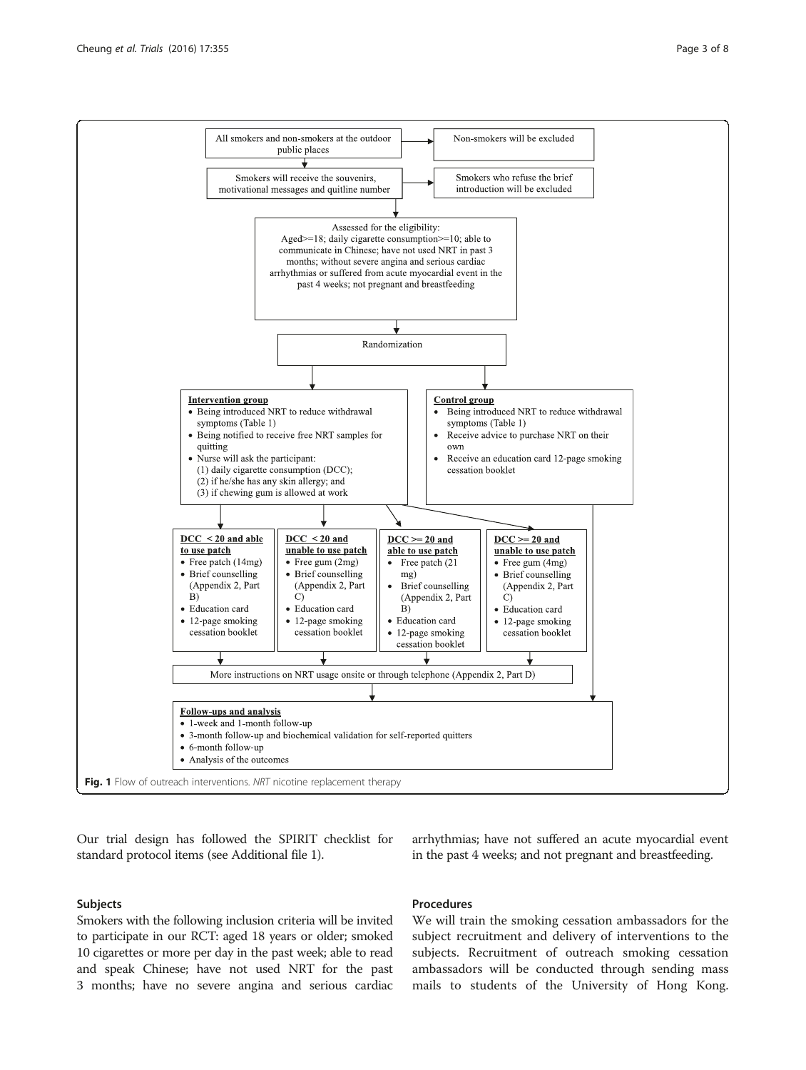All smokers and non-smokers at the outdoor public places → Non-smokers will be excluded

Smokers will receive the souvenirs, motivational messages and quitline number → Smokers who refuse the brief introduction will be excluded

Assessed for the eligibility:
Aged>=18; daily cigarette consumption>=10; able to communicate in Chinese; have not used NRT in past 3 months; without severe angina and serious cardiac arrhythmias or suffered from acute myocardial event in the past 4 weeks; not pregnant and breastfeeding

Randomization

**Intervention group**

- Being introduced NRT to reduce withdrawal symptoms (Table 1)
- Being notified to receive free NRT samples for quitting
- Nurse will ask the participant:
  (1) daily cigarette consumption (DCC);
  (2) if he/she has any skin allergy; and
  (3) if chewing gum is allowed at work

**Control group**

- Being introduced NRT to reduce withdrawal symptoms (Table 1)
- Receive advice to purchase NRT on their own
- Receive an education card 12-page smoking cessation booklet

**DCC < 20 and able to use patch**

- Free patch (14mg)
- Brief counselling (Appendix 2, Part B)
- Education card
- 12-page smoking cessation booklet

**DCC < 20 and unable to use patch**

- Free gum (2mg)
- Brief counselling (Appendix 2, Part C)
- Education card
- 12-page smoking cessation booklet

**DCC >= 20 and able to use patch**

- Free patch (21 mg)
- Brief counselling (Appendix 2, Part B)
- Education card
- 12-page smoking cessation booklet

**DCC >= 20 and unable to use patch**

- Free gum (4mg)
- Brief counselling (Appendix 2, Part C)
- Education card
- 12-page smoking cessation booklet

More instructions on NRT usage onsite or through telephone (Appendix 2, Part D)

**Follow-ups and analysis**

- 1-week and 1-month follow-up
- 3-month follow-up and biochemical validation for self-reported quitters
- 6-month follow-up
- Analysis of the outcomes

**Fig. 1** Flow of outreach interventions. *NRT* nicotine replacement therapy

Our trial design has followed the SPIRIT checklist for standard protocol items (see Additional file 1).

## Subjects

Smokers with the following inclusion criteria will be invited to participate in our RCT: aged 18 years or older; smoked 10 cigarettes or more per day in the past week; able to read and speak Chinese; have not used NRT for the past 3 months; have no severe angina and serious cardiac arrhythmias; have not suffered an acute myocardial event in the past 4 weeks; and not pregnant and breastfeeding.

## Procedures

We will train the smoking cessation ambassadors for the subject recruitment and delivery of interventions to the subjects. Recruitment of outreach smoking cessation ambassadors will be conducted through sending mass mails to students of the University of Hong Kong.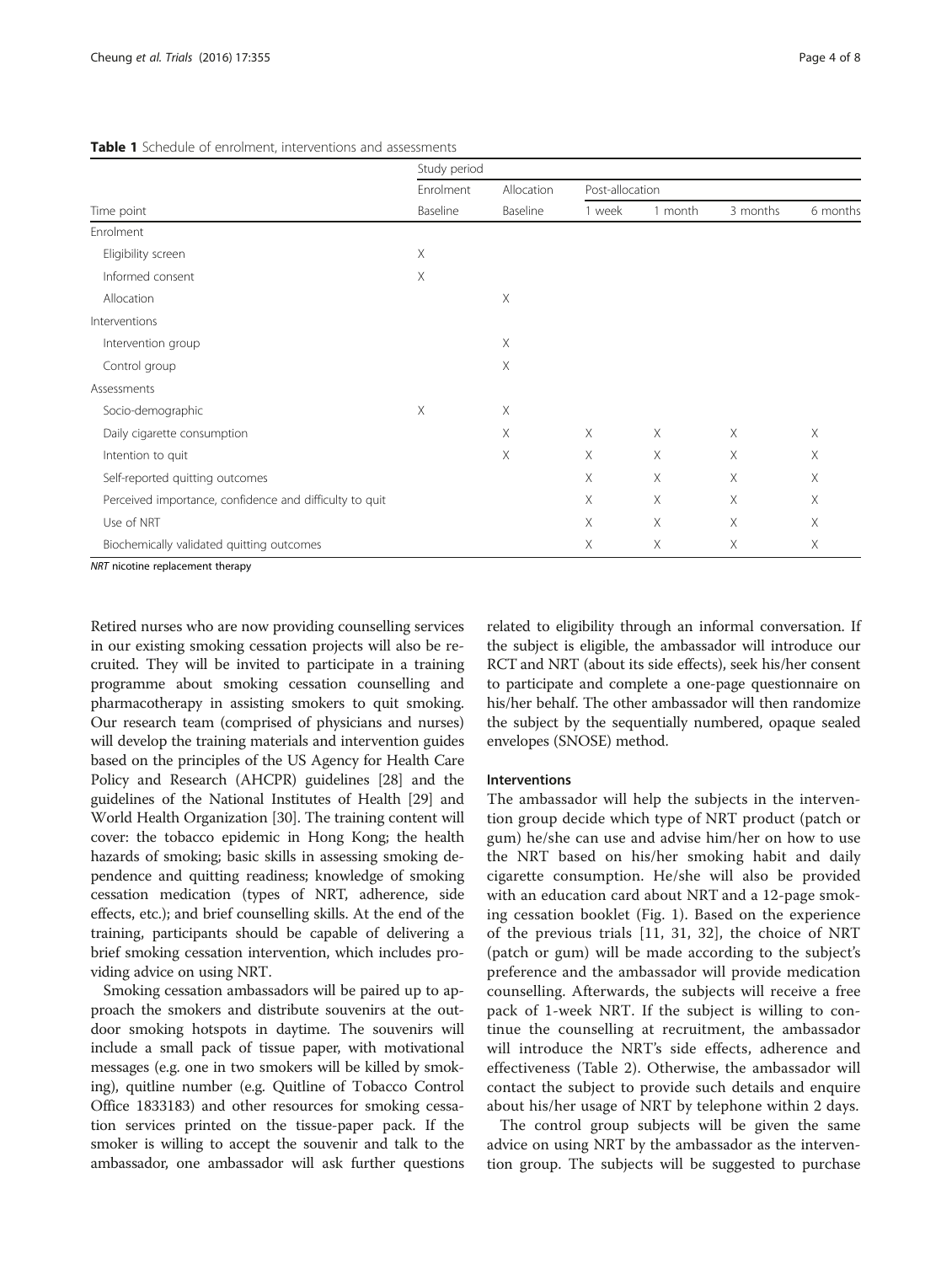**Table 1** Schedule of enrolment, interventions and assessments

| | Study period | | | | | |
|---|---|---|---|---|---|---|
| | Enrolment | Allocation | Post-allocation | | | |
| Time point | Baseline | Baseline | 1 week | 1 month | 3 months | 6 months |
| Enrolment | | | | | | |
| Eligibility screen | X | | | | | |
| Informed consent | X | | | | | |
| Allocation | | X | | | | |
| Interventions | | | | | | |
| Intervention group | | X | | | | |
| Control group | | X | | | | |
| Assessments | | | | | | |
| Socio-demographic | X | X | | | | |
| Daily cigarette consumption | | X | X | X | X | X |
| Intention to quit | | X | X | X | X | X |
| Self-reported quitting outcomes | | | X | X | X | X |
| Perceived importance, confidence and difficulty to quit | | | X | X | X | X |
| Use of NRT | | | X | X | X | X |
| Biochemically validated quitting outcomes | | | X | X | X | X |

*NRT* nicotine replacement therapy

Retired nurses who are now providing counselling services in our existing smoking cessation projects will also be recruited. They will be invited to participate in a training programme about smoking cessation counselling and pharmacotherapy in assisting smokers to quit smoking. Our research team (comprised of physicians and nurses) will develop the training materials and intervention guides based on the principles of the US Agency for Health Care Policy and Research (AHCPR) guidelines [28] and the guidelines of the National Institutes of Health [29] and World Health Organization [30]. The training content will cover: the tobacco epidemic in Hong Kong; the health hazards of smoking; basic skills in assessing smoking dependence and quitting readiness; knowledge of smoking cessation medication (types of NRT, adherence, side effects, etc.); and brief counselling skills. At the end of the training, participants should be capable of delivering a brief smoking cessation intervention, which includes providing advice on using NRT.

Smoking cessation ambassadors will be paired up to approach the smokers and distribute souvenirs at the outdoor smoking hotspots in daytime. The souvenirs will include a small pack of tissue paper, with motivational messages (e.g. one in two smokers will be killed by smoking), quitline number (e.g. Quitline of Tobacco Control Office 1833183) and other resources for smoking cessation services printed on the tissue-paper pack. If the smoker is willing to accept the souvenir and talk to the ambassador, one ambassador will ask further questions related to eligibility through an informal conversation. If the subject is eligible, the ambassador will introduce our RCT and NRT (about its side effects), seek his/her consent to participate and complete a one-page questionnaire on his/her behalf. The other ambassador will then randomize the subject by the sequentially numbered, opaque sealed envelopes (SNOSE) method.

### Interventions

The ambassador will help the subjects in the intervention group decide which type of NRT product (patch or gum) he/she can use and advise him/her on how to use the NRT based on his/her smoking habit and daily cigarette consumption. He/she will also be provided with an education card about NRT and a 12-page smoking cessation booklet (Fig. 1). Based on the experience of the previous trials [11, 31, 32], the choice of NRT (patch or gum) will be made according to the subject's preference and the ambassador will provide medication counselling. Afterwards, the subjects will receive a free pack of 1-week NRT. If the subject is willing to continue the counselling at recruitment, the ambassador will introduce the NRT's side effects, adherence and effectiveness (Table 2). Otherwise, the ambassador will contact the subject to provide such details and enquire about his/her usage of NRT by telephone within 2 days.

The control group subjects will be given the same advice on using NRT by the ambassador as the intervention group. The subjects will be suggested to purchase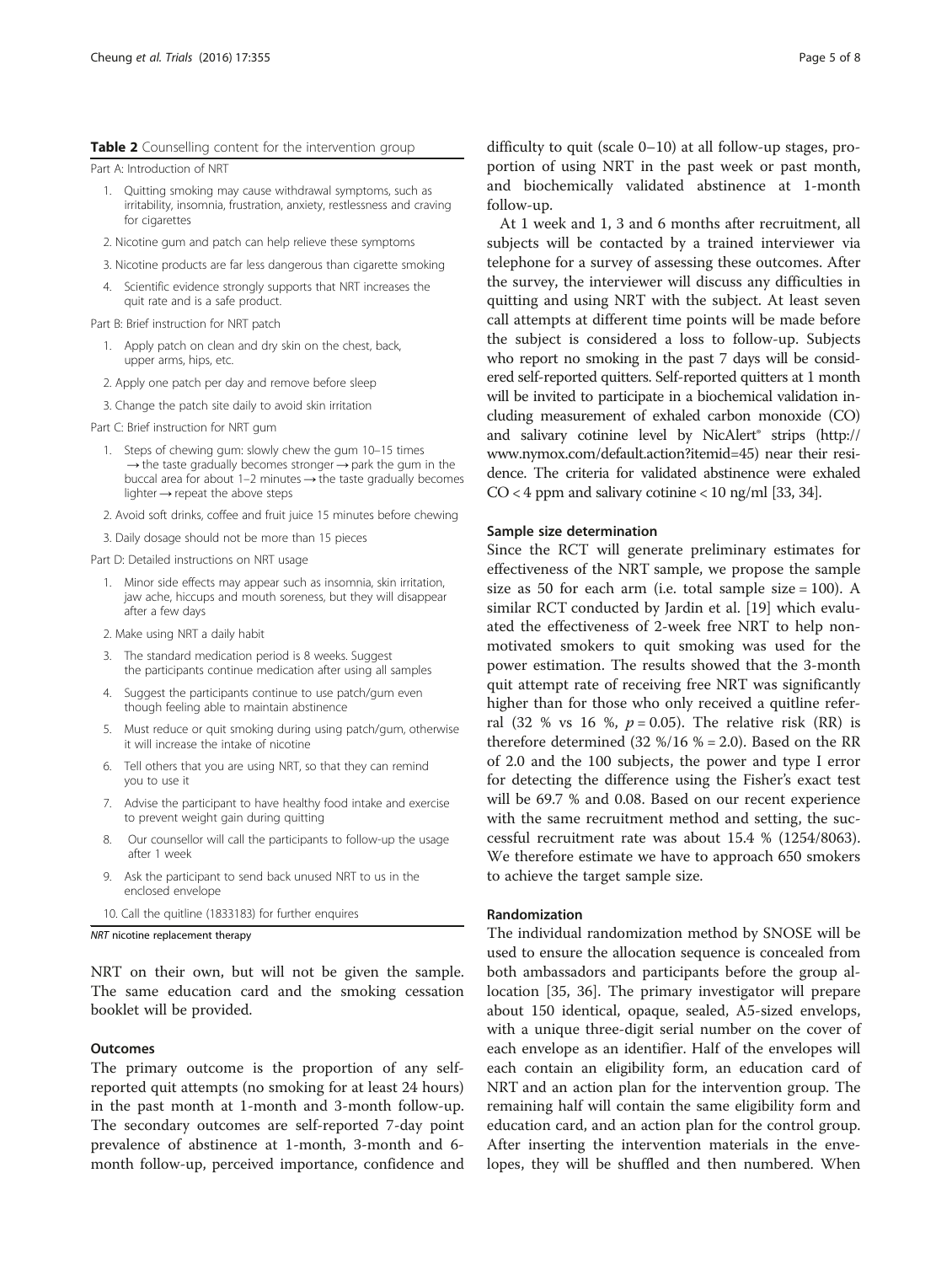**Table 2** Counselling content for the intervention group

Part A: Introduction of NRT

1. Quitting smoking may cause withdrawal symptoms, such as irritability, insomnia, frustration, anxiety, restlessness and craving for cigarettes
2. Nicotine gum and patch can help relieve these symptoms
3. Nicotine products are far less dangerous than cigarette smoking
4. Scientific evidence strongly supports that NRT increases the quit rate and is a safe product.

Part B: Brief instruction for NRT patch

1. Apply patch on clean and dry skin on the chest, back, upper arms, hips, etc.
2. Apply one patch per day and remove before sleep
3. Change the patch site daily to avoid skin irritation

Part C: Brief instruction for NRT gum

1. Steps of chewing gum: slowly chew the gum 10–15 times → the taste gradually becomes stronger → park the gum in the buccal area for about 1–2 minutes → the taste gradually becomes lighter → repeat the above steps
2. Avoid soft drinks, coffee and fruit juice 15 minutes before chewing
3. Daily dosage should not be more than 15 pieces

Part D: Detailed instructions on NRT usage

1. Minor side effects may appear such as insomnia, skin irritation, jaw ache, hiccups and mouth soreness, but they will disappear after a few days
2. Make using NRT a daily habit
3. The standard medication period is 8 weeks. Suggest the participants continue medication after using all samples
4. Suggest the participants continue to use patch/gum even though feeling able to maintain abstinence
5. Must reduce or quit smoking during using patch/gum, otherwise it will increase the intake of nicotine
6. Tell others that you are using NRT, so that they can remind you to use it
7. Advise the participant to have healthy food intake and exercise to prevent weight gain during quitting
8. Our counsellor will call the participants to follow-up the usage after 1 week
9. Ask the participant to send back unused NRT to us in the enclosed envelope
10. Call the quitline (1833183) for further enquires

*NRT* nicotine replacement therapy

NRT on their own, but will not be given the sample. The same education card and the smoking cessation booklet will be provided.

### Outcomes

The primary outcome is the proportion of any self-reported quit attempts (no smoking for at least 24 hours) in the past month at 1-month and 3-month follow-up. The secondary outcomes are self-reported 7-day point prevalence of abstinence at 1-month, 3-month and 6-month follow-up, perceived importance, confidence and difficulty to quit (scale 0–10) at all follow-up stages, proportion of using NRT in the past week or past month, and biochemically validated abstinence at 1-month follow-up.

At 1 week and 1, 3 and 6 months after recruitment, all subjects will be contacted by a trained interviewer via telephone for a survey of assessing these outcomes. After the survey, the interviewer will discuss any difficulties in quitting and using NRT with the subject. At least seven call attempts at different time points will be made before the subject is considered a loss to follow-up. Subjects who report no smoking in the past 7 days will be considered self-reported quitters. Self-reported quitters at 1 month will be invited to participate in a biochemical validation including measurement of exhaled carbon monoxide (CO) and salivary cotinine level by NicAlert® strips (http://www.nymox.com/default.action?itemid=45) near their residence. The criteria for validated abstinence were exhaled CO < 4 ppm and salivary cotinine < 10 ng/ml [33, 34].

### Sample size determination

Since the RCT will generate preliminary estimates for effectiveness of the NRT sample, we propose the sample size as 50 for each arm (i.e. total sample size = 100). A similar RCT conducted by Jardin et al. [19] which evaluated the effectiveness of 2-week free NRT to help non-motivated smokers to quit smoking was used for the power estimation. The results showed that the 3-month quit attempt rate of receiving free NRT was significantly higher than for those who only received a quitline referral (32 % vs 16 %, $p = 0.05$). The relative risk (RR) is therefore determined (32 %/16 % = 2.0). Based on the RR of 2.0 and the 100 subjects, the power and type I error for detecting the difference using the Fisher's exact test will be 69.7 % and 0.08. Based on our recent experience with the same recruitment method and setting, the successful recruitment rate was about 15.4 % (1254/8063). We therefore estimate we have to approach 650 smokers to achieve the target sample size.

### Randomization

The individual randomization method by SNOSE will be used to ensure the allocation sequence is concealed from both ambassadors and participants before the group allocation [35, 36]. The primary investigator will prepare about 150 identical, opaque, sealed, A5-sized envelops, with a unique three-digit serial number on the cover of each envelope as an identifier. Half of the envelopes will each contain an eligibility form, an education card of NRT and an action plan for the intervention group. The remaining half will contain the same eligibility form and education card, and an action plan for the control group. After inserting the intervention materials in the envelopes, they will be shuffled and then numbered. When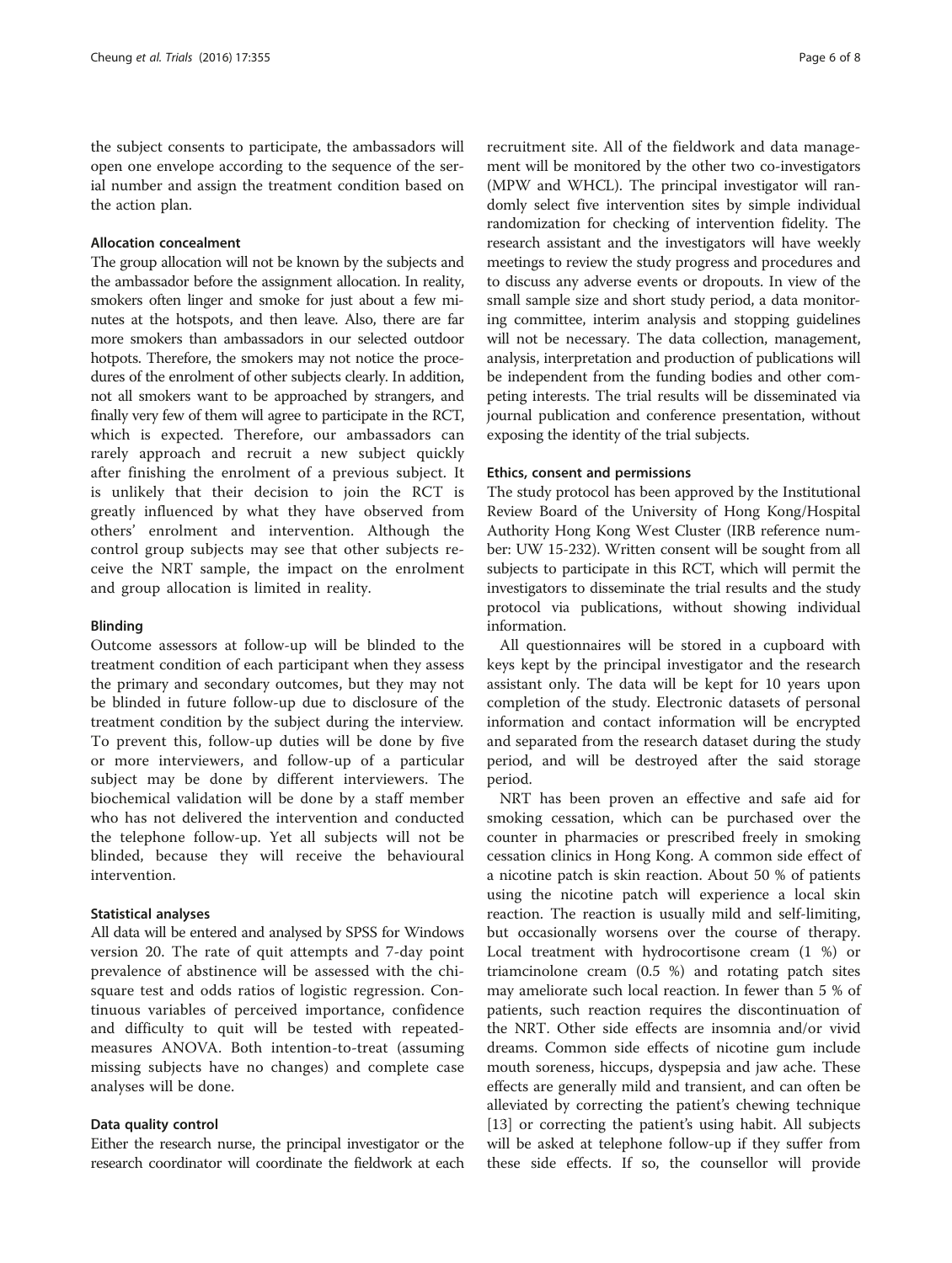the subject consents to participate, the ambassadors will open one envelope according to the sequence of the serial number and assign the treatment condition based on the action plan.

#### Allocation concealment

The group allocation will not be known by the subjects and the ambassador before the assignment allocation. In reality, smokers often linger and smoke for just about a few minutes at the hotspots, and then leave. Also, there are far more smokers than ambassadors in our selected outdoor hotpots. Therefore, the smokers may not notice the procedures of the enrolment of other subjects clearly. In addition, not all smokers want to be approached by strangers, and finally very few of them will agree to participate in the RCT, which is expected. Therefore, our ambassadors can rarely approach and recruit a new subject quickly after finishing the enrolment of a previous subject. It is unlikely that their decision to join the RCT is greatly influenced by what they have observed from others' enrolment and intervention. Although the control group subjects may see that other subjects receive the NRT sample, the impact on the enrolment and group allocation is limited in reality.

#### Blinding

Outcome assessors at follow-up will be blinded to the treatment condition of each participant when they assess the primary and secondary outcomes, but they may not be blinded in future follow-up due to disclosure of the treatment condition by the subject during the interview. To prevent this, follow-up duties will be done by five or more interviewers, and follow-up of a particular subject may be done by different interviewers. The biochemical validation will be done by a staff member who has not delivered the intervention and conducted the telephone follow-up. Yet all subjects will not be blinded, because they will receive the behavioural intervention.

#### Statistical analyses

All data will be entered and analysed by SPSS for Windows version 20. The rate of quit attempts and 7-day point prevalence of abstinence will be assessed with the chi-square test and odds ratios of logistic regression. Continuous variables of perceived importance, confidence and difficulty to quit will be tested with repeated-measures ANOVA. Both intention-to-treat (assuming missing subjects have no changes) and complete case analyses will be done.

#### Data quality control

Either the research nurse, the principal investigator or the research coordinator will coordinate the fieldwork at each recruitment site. All of the fieldwork and data management will be monitored by the other two co-investigators (MPW and WHCL). The principal investigator will randomly select five intervention sites by simple individual randomization for checking of intervention fidelity. The research assistant and the investigators will have weekly meetings to review the study progress and procedures and to discuss any adverse events or dropouts. In view of the small sample size and short study period, a data monitoring committee, interim analysis and stopping guidelines will not be necessary. The data collection, management, analysis, interpretation and production of publications will be independent from the funding bodies and other competing interests. The trial results will be disseminated via journal publication and conference presentation, without exposing the identity of the trial subjects.

#### Ethics, consent and permissions

The study protocol has been approved by the Institutional Review Board of the University of Hong Kong/Hospital Authority Hong Kong West Cluster (IRB reference number: UW 15-232). Written consent will be sought from all subjects to participate in this RCT, which will permit the investigators to disseminate the trial results and the study protocol via publications, without showing individual information.

All questionnaires will be stored in a cupboard with keys kept by the principal investigator and the research assistant only. The data will be kept for 10 years upon completion of the study. Electronic datasets of personal information and contact information will be encrypted and separated from the research dataset during the study period, and will be destroyed after the said storage period.

NRT has been proven an effective and safe aid for smoking cessation, which can be purchased over the counter in pharmacies or prescribed freely in smoking cessation clinics in Hong Kong. A common side effect of a nicotine patch is skin reaction. About 50 % of patients using the nicotine patch will experience a local skin reaction. The reaction is usually mild and self-limiting, but occasionally worsens over the course of therapy. Local treatment with hydrocortisone cream (1 %) or triamcinolone cream (0.5 %) and rotating patch sites may ameliorate such local reaction. In fewer than 5 % of patients, such reaction requires the discontinuation of the NRT. Other side effects are insomnia and/or vivid dreams. Common side effects of nicotine gum include mouth soreness, hiccups, dyspepsia and jaw ache. These effects are generally mild and transient, and can often be alleviated by correcting the patient's chewing technique [13] or correcting the patient's using habit. All subjects will be asked at telephone follow-up if they suffer from these side effects. If so, the counsellor will provide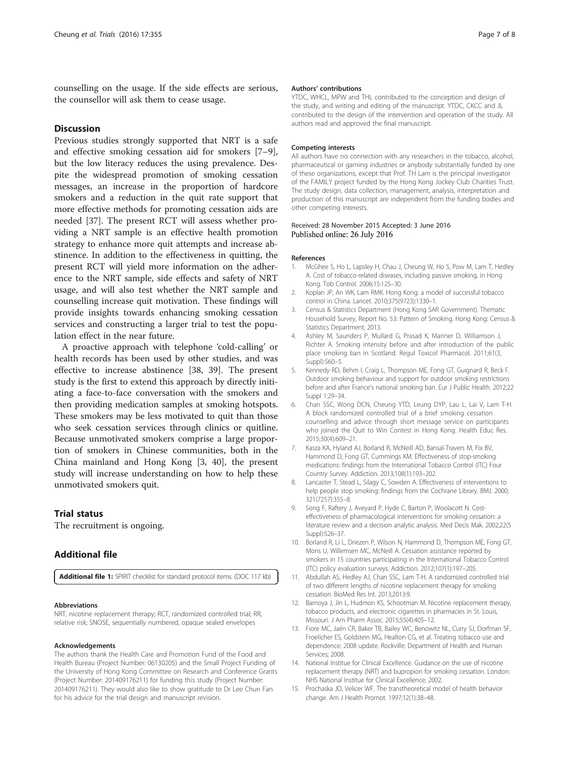counselling on the usage. If the side effects are serious, the counsellor will ask them to cease usage.

## Discussion

Previous studies strongly supported that NRT is a safe and effective smoking cessation aid for smokers [7–9], but the low literacy reduces the using prevalence. Despite the widespread promotion of smoking cessation messages, an increase in the proportion of hardcore smokers and a reduction in the quit rate support that more effective methods for promoting cessation aids are needed [37]. The present RCT will assess whether providing a NRT sample is an effective health promotion strategy to enhance more quit attempts and increase abstinence. In addition to the effectiveness in quitting, the present RCT will yield more information on the adherence to the NRT sample, side effects and safety of NRT usage, and will also test whether the NRT sample and counselling increase quit motivation. These findings will provide insights towards enhancing smoking cessation services and constructing a larger trial to test the population effect in the near future.

A proactive approach with telephone 'cold-calling' or health records has been used by other studies, and was effective to increase abstinence [38, 39]. The present study is the first to extend this approach by directly initiating a face-to-face conversation with the smokers and then providing medication samples at smoking hotspots. These smokers may be less motivated to quit than those who seek cessation services through clinics or quitline. Because unmotivated smokers comprise a large proportion of smokers in Chinese communities, both in the China mainland and Hong Kong [3, 40], the present study will increase understanding on how to help these unmotivated smokers quit.

## Trial status

The recruitment is ongoing.

## Additional file

**Additional file 1:** SPIRIT checklist for standard protocol items. (DOC 117 kb)

#### Abbreviations

NRT, nicotine replacement therapy; RCT, randomized controlled trial; RR, relative risk; SNOSE, sequentially numbered, opaque sealed envelopes

#### Acknowledgements

The authors thank the Health Care and Promotion Fund of the Food and Health Bureau (Project Number: 06130205) and the Small Project Funding of the University of Hong Kong Committee on Research and Conference Grants (Project Number: 201409176211) for funding this study (Project Number: 201409176211). They would also like to show gratitude to Dr Lee Chun Fan for his advice for the trial design and manuscript revision.

#### Authors' contributions

YTDC, WHCL, MPW and THL contributed to the conception and design of the study, and writing and editing of the manuscript. YTDC, CKCC and JL contributed to the design of the intervention and operation of the study. All authors read and approved the final manuscript.

#### Competing interests

All authors have no connection with any researchers in the tobacco, alcohol, pharmaceutical or gaming industries or anybody substantially funded by one of these organizations, except that Prof. TH Lam is the principal investigator of the FAMILY project funded by the Hong Kong Jockey Club Charities Trust. The study design, data collection, management, analysis, interpretation and production of this manuscript are independent from the funding bodies and other competing interests.

Received: 28 November 2015 Accepted: 3 June 2016
Published online: 26 July 2016

#### References

1. McGhee S, Ho L, Lapsley H, Chau J, Cheung W, Ho S, Pow M, Lam T, Hedley A. Cost of tobacco-related diseases, including passive smoking, in Hong Kong. Tob Control. 2006;15:125–30.
2. Koplan JP, An WK, Lam RMK. Hong Kong: a model of successful tobacco control in China. Lancet. 2010;375(9723):1330–1.
3. Census & Statistics Department (Hong Kong SAR Government). Thematic Household Survey, Report No. 53: Pattern of Smoking. Hong Kong: Census & Statistics Department; 2013.
4. Ashley M, Saunders P, Mullard G, Prasad K, Mariner D, Williamson J, Richter A. Smoking intensity before and after introduction of the public place smoking ban in Scotland. Regul Toxicol Pharmacol. 2011;61(3, Suppl):S60–5.
5. Kennedy RD, Behm I, Craig L, Thompson ME, Fong GT, Guignard R, Beck F. Outdoor smoking behaviour and support for outdoor smoking restrictions before and after France's national smoking ban. Eur J Public Health. 2012;22 Suppl 1:29–34.
6. Chan SSC, Wong DCN, Cheung YTD, Leung DYP, Lau L, Lai V, Lam T-H. A block randomized controlled trial of a brief smoking cessation counselling and advice through short message service on participants who joined the Quit to Win Contest in Hong Kong. Health Educ Res. 2015;30(4):609–21.
7. Kasza KA, Hyland AJ, Borland R, McNeill AD, Bansal-Travers M, Fix BV, Hammond D, Fong GT, Cummings KM. Effectiveness of stop-smoking medications: findings from the International Tobacco Control (ITC) Four Country Survey. Addiction. 2013;108(1):193–202.
8. Lancaster T, Stead L, Silagy C, Sowden A. Effectiveness of interventions to help people stop smoking: findings from the Cochrane Library. BMJ. 2000; 321(7257):355–8.
9. Song F, Raftery J, Aveyard P, Hyde C, Barton P, Woolacott N. Cost-effectiveness of pharmacological interventions for smoking cessation: a literature review and a decision analytic analysis. Med Decis Mak. 2002;22(5 Suppl):S26–37.
10. Borland R, Li L, Driezen P, Wilson N, Hammond D, Thompson ME, Fong GT, Mons U, Willemsen MC, McNeill A. Cessation assistance reported by smokers in 15 countries participating in the International Tobacco Control (ITC) policy evaluation surveys. Addiction. 2012;107(1):197–205.
11. Abdullah AS, Hedley AJ, Chan SSC, Lam T-H. A randomized controlled trial of two different lengths of nicotine replacement therapy for smoking cessation. BioMed Res Int. 2013;2013:9.
12. Barnoya J, Jin L, Hudmon KS, Schootman M. Nicotine replacement therapy, tobacco products, and electronic cigarettes in pharmacies in St. Louis, Missouri. J Am Pharm Assoc. 2015;55(4):405–12.
13. Fiore MC, Jaén CR, Baker TB, Bailey WC, Benowitz NL, Curry SJ, Dorfman SF, Froelicher ES, Goldstein MG, Healton CG, et al. Treating tobacco use and dependence: 2008 update. Rockville: Department of Health and Human Services; 2008.
14. National Institue for Clinical Excellence. Guidance on the use of nicotine replacement therapy (NRT) and bupropion for smoking cessation. London: NHS National Institue for Clinical Excellence; 2002.
15. Prochaska JO, Velicer WF. The transtheoretical model of health behavior change. Am J Health Promot. 1997;12(1):38–48.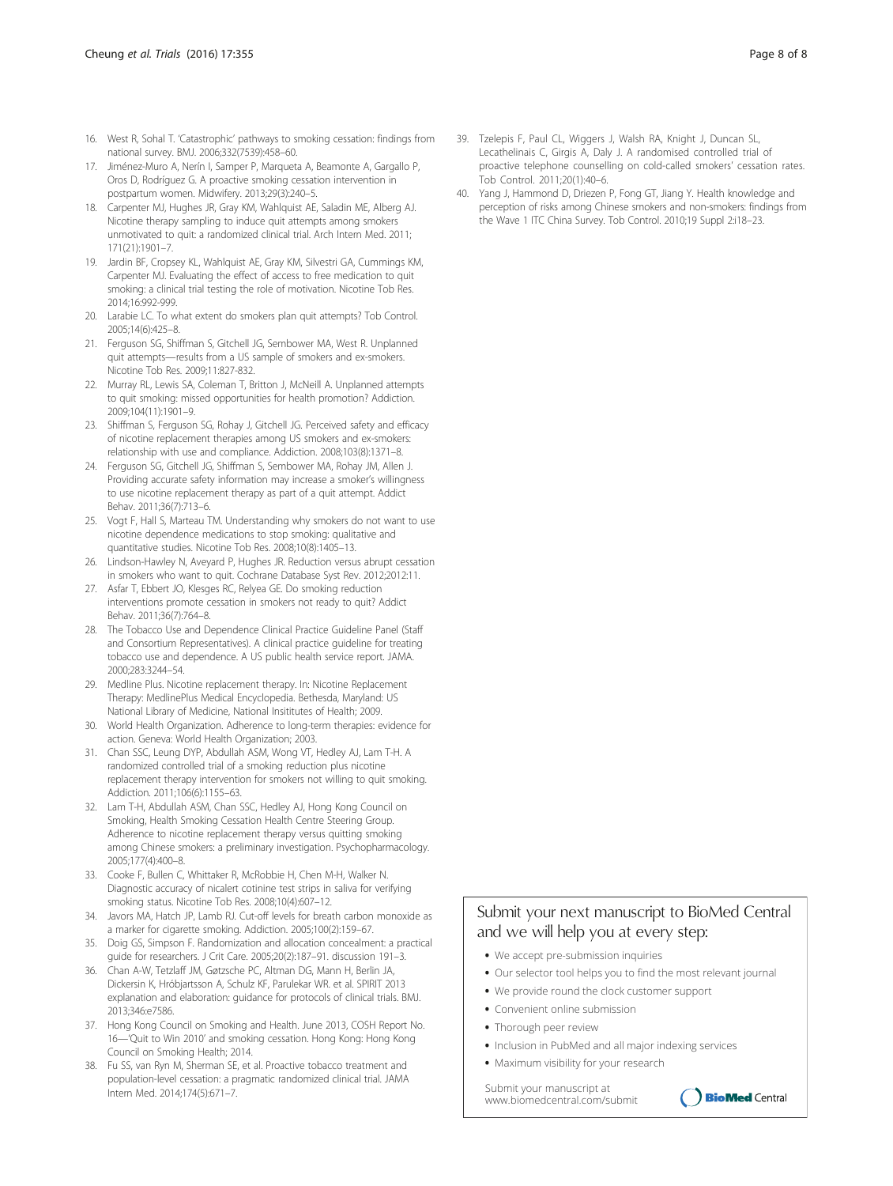16. West R, Sohal T. 'Catastrophic' pathways to smoking cessation: findings from national survey. BMJ. 2006;332(7539):458–60.
17. Jiménez-Muro A, Nerín I, Samper P, Marqueta A, Beamonte A, Gargallo P, Oros D, Rodríguez G. A proactive smoking cessation intervention in postpartum women. Midwifery. 2013;29(3):240–5.
18. Carpenter MJ, Hughes JR, Gray KM, Wahlquist AE, Saladin ME, Alberg AJ. Nicotine therapy sampling to induce quit attempts among smokers unmotivated to quit: a randomized clinical trial. Arch Intern Med. 2011; 171(21):1901–7.
19. Jardin BF, Cropsey KL, Wahlquist AE, Gray KM, Silvestri GA, Cummings KM, Carpenter MJ. Evaluating the effect of access to free medication to quit smoking: a clinical trial testing the role of motivation. Nicotine Tob Res. 2014;16:992-999.
20. Larabie LC. To what extent do smokers plan quit attempts? Tob Control. 2005;14(6):425–8.
21. Ferguson SG, Shiffman S, Gitchell JG, Sembower MA, West R. Unplanned quit attempts—results from a US sample of smokers and ex-smokers. Nicotine Tob Res. 2009;11:827-832.
22. Murray RL, Lewis SA, Coleman T, Britton J, McNeill A. Unplanned attempts to quit smoking: missed opportunities for health promotion? Addiction. 2009;104(11):1901–9.
23. Shiffman S, Ferguson SG, Rohay J, Gitchell JG. Perceived safety and efficacy of nicotine replacement therapies among US smokers and ex-smokers: relationship with use and compliance. Addiction. 2008;103(8):1371–8.
24. Ferguson SG, Gitchell JG, Shiffman S, Sembower MA, Rohay JM, Allen J. Providing accurate safety information may increase a smoker's willingness to use nicotine replacement therapy as part of a quit attempt. Addict Behav. 2011;36(7):713–6.
25. Vogt F, Hall S, Marteau TM. Understanding why smokers do not want to use nicotine dependence medications to stop smoking: qualitative and quantitative studies. Nicotine Tob Res. 2008;10(8):1405–13.
26. Lindson-Hawley N, Aveyard P, Hughes JR. Reduction versus abrupt cessation in smokers who want to quit. Cochrane Database Syst Rev. 2012;2012:11.
27. Asfar T, Ebbert JO, Klesges RC, Relyea GE. Do smoking reduction interventions promote cessation in smokers not ready to quit? Addict Behav. 2011;36(7):764–8.
28. The Tobacco Use and Dependence Clinical Practice Guideline Panel (Staff and Consortium Representatives). A clinical practice guideline for treating tobacco use and dependence. A US public health service report. JAMA. 2000;283:3244–54.
29. Medline Plus. Nicotine replacement therapy. In: Nicotine Replacement Therapy: MedlinePlus Medical Encyclopedia. Bethesda, Maryland: US National Library of Medicine, National Insititutes of Health; 2009.
30. World Health Organization. Adherence to long-term therapies: evidence for action. Geneva: World Health Organization; 2003.
31. Chan SSC, Leung DYP, Abdullah ASM, Wong VT, Hedley AJ, Lam T-H. A randomized controlled trial of a smoking reduction plus nicotine replacement therapy intervention for smokers not willing to quit smoking. Addiction. 2011;106(6):1155–63.
32. Lam T-H, Abdullah ASM, Chan SSC, Hedley AJ, Hong Kong Council on Smoking, Health Smoking Cessation Health Centre Steering Group. Adherence to nicotine replacement therapy versus quitting smoking among Chinese smokers: a preliminary investigation. Psychopharmacology. 2005;177(4):400–8.
33. Cooke F, Bullen C, Whittaker R, McRobbie H, Chen M-H, Walker N. Diagnostic accuracy of nicalert cotinine test strips in saliva for verifying smoking status. Nicotine Tob Res. 2008;10(4):607–12.
34. Javors MA, Hatch JP, Lamb RJ. Cut-off levels for breath carbon monoxide as a marker for cigarette smoking. Addiction. 2005;100(2):159–67.
35. Doig GS, Simpson F. Randomization and allocation concealment: a practical guide for researchers. J Crit Care. 2005;20(2):187–91. discussion 191–3.
36. Chan A-W, Tetzlaff JM, Gøtzsche PC, Altman DG, Mann H, Berlin JA, Dickersin K, Hróbjartsson A, Schulz KF, Parulekar WR. et al. SPIRIT 2013 explanation and elaboration: guidance for protocols of clinical trials. BMJ. 2013;346:e7586.
37. Hong Kong Council on Smoking and Health. June 2013, COSH Report No. 16—'Quit to Win 2010' and smoking cessation. Hong Kong: Hong Kong Council on Smoking Health; 2014.
38. Fu SS, van Ryn M, Sherman SE, et al. Proactive tobacco treatment and population-level cessation: a pragmatic randomized clinical trial. JAMA Intern Med. 2014;174(5):671–7.
39. Tzelepis F, Paul CL, Wiggers J, Walsh RA, Knight J, Duncan SL, Lecathelinais C, Girgis A, Daly J. A randomised controlled trial of proactive telephone counselling on cold-called smokers' cessation rates. Tob Control. 2011;20(1):40–6.
40. Yang J, Hammond D, Driezen P, Fong GT, Jiang Y. Health knowledge and perception of risks among Chinese smokers and non-smokers: findings from the Wave 1 ITC China Survey. Tob Control. 2010;19 Suppl 2:i18–23.

Submit your next manuscript to BioMed Central and we will help you at every step:

- We accept pre-submission inquiries
- Our selector tool helps you to find the most relevant journal
- We provide round the clock customer support
- Convenient online submission
- Thorough peer review
- Inclusion in PubMed and all major indexing services
- Maximum visibility for your research

Submit your manuscript at www.biomedcentral.com/submit

BioMed Central